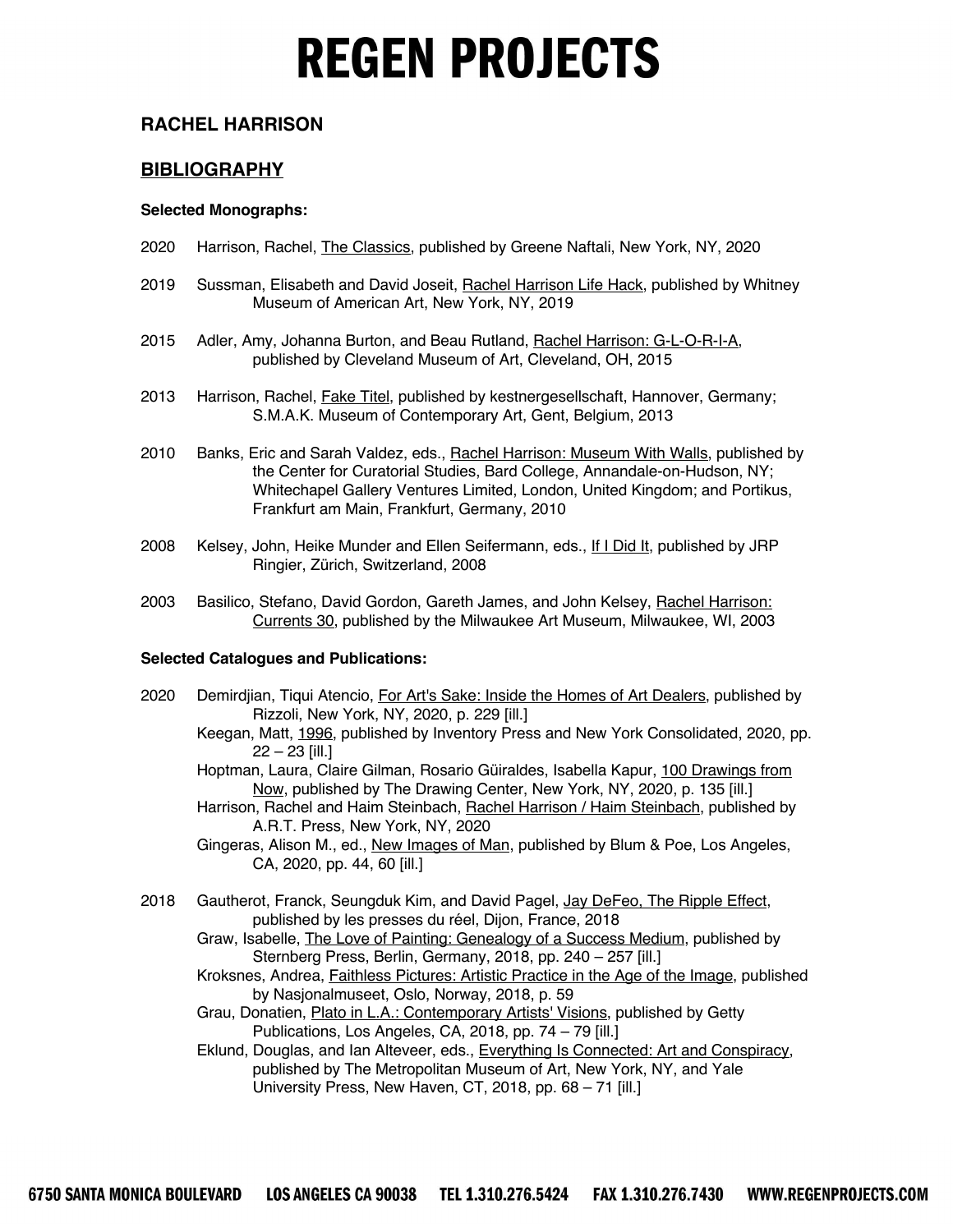# REGEN PROJECTS

## RACHEL HARRISON

## BIBLIOGRAPHY

### Selected Monographs:

2020 Harrison, Rachel, The Classics, published by Greene Naftali, New York, NY, 2020

2019 Sussman, Elisabeth and David Joseit, Rachel Harrison Life Hack, published by Whitney Museum of American Art, New York, NY, 2019

2015 Adler, Amy, Johanna Burton, and Beau Rutland, Rachel Harrison: G-L-O-R-I-A, published by Cleveland Museum of Art, Cleveland, OH, 2015

2013 Harrison, Rachel, Fake Titel, published by kestnergesellschaft, Hannover, Germany; S.M.A.K. Museum of Contemporary Art, Gent, Belgium, 2013

2010 Banks, Eric and Sarah Valdez, eds., Rachel Harrison: Museum With Walls, published by the Center for Curatorial Studies, Bard College, Annandale-on-Hudson, NY; Whitechapel Gallery Ventures Limited, London, United Kingdom; and Portikus, Frankfurt am Main, Frankfurt, Germany, 2010

2008 Kelsey, John, Heike Munder and Ellen Seifermann, eds., If I Did It, published by JRP Ringier, Zürich, Switzerland, 2008

2003 Basilico, Stefano, David Gordon, Gareth James, and John Kelsey, Rachel Harrison: Currents 30, published by the Milwaukee Art Museum, Milwaukee, WI, 2003

### Selected Catalogues and Publications:

2020 Demirdjian, Tiqui Atencio, For Art's Sake: Inside the Homes of Art Dealers, published by Rizzoli, New York, NY, 2020, p. 229 [ill.]
Keegan, Matt, 1996, published by Inventory Press and New York Consolidated, 2020, pp. 22 – 23 [ill.]
Hoptman, Laura, Claire Gilman, Rosario Güiraldes, Isabella Kapur, 100 Drawings from Now, published by The Drawing Center, New York, NY, 2020, p. 135 [ill.]
Harrison, Rachel and Haim Steinbach, Rachel Harrison / Haim Steinbach, published by A.R.T. Press, New York, NY, 2020
Gingeras, Alison M., ed., New Images of Man, published by Blum & Poe, Los Angeles, CA, 2020, pp. 44, 60 [ill.]

2018 Gautherot, Franck, Seungduk Kim, and David Pagel, Jay DeFeo, The Ripple Effect, published by les presses du réel, Dijon, France, 2018
Graw, Isabelle, The Love of Painting: Genealogy of a Success Medium, published by Sternberg Press, Berlin, Germany, 2018, pp. 240 – 257 [ill.]
Kroksnes, Andrea, Faithless Pictures: Artistic Practice in the Age of the Image, published by Nasjonalmuseet, Oslo, Norway, 2018, p. 59
Grau, Donatien, Plato in L.A.: Contemporary Artists' Visions, published by Getty Publications, Los Angeles, CA, 2018, pp. 74 – 79 [ill.]
Eklund, Douglas, and Ian Alteveer, eds., Everything Is Connected: Art and Conspiracy, published by The Metropolitan Museum of Art, New York, NY, and Yale University Press, New Haven, CT, 2018, pp. 68 – 71 [ill.]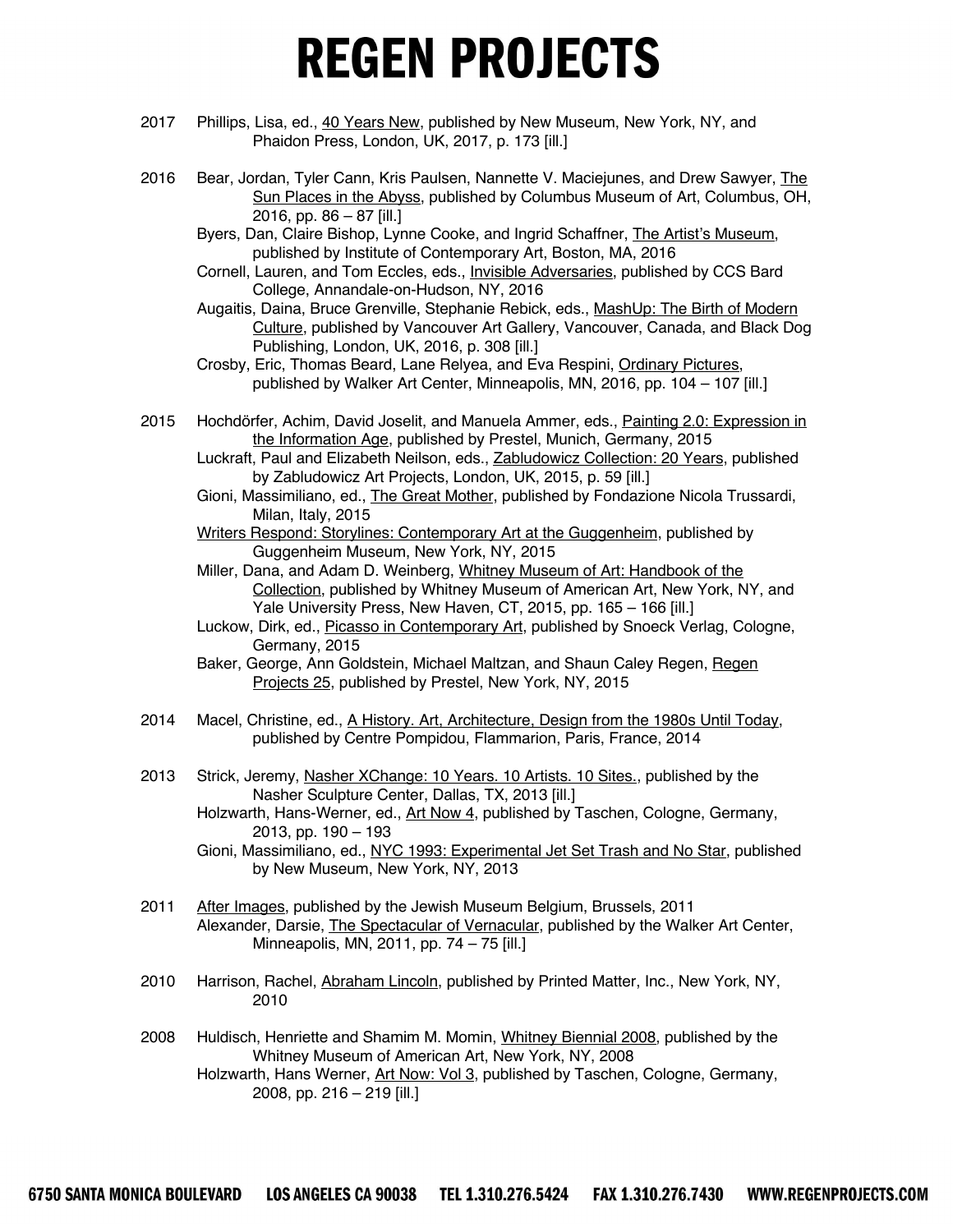2017 Phillips, Lisa, ed., 40 Years New, published by New Museum, New York, NY, and Phaidon Press, London, UK, 2017, p. 173 [ill.]

2016 Bear, Jordan, Tyler Cann, Kris Paulsen, Nannette V. Maciejunes, and Drew Sawyer, The Sun Places in the Abyss, published by Columbus Museum of Art, Columbus, OH, 2016, pp. 86 – 87 [ill.]
Byers, Dan, Claire Bishop, Lynne Cooke, and Ingrid Schaffner, The Artist's Museum, published by Institute of Contemporary Art, Boston, MA, 2016
Cornell, Lauren, and Tom Eccles, eds., Invisible Adversaries, published by CCS Bard College, Annandale-on-Hudson, NY, 2016
Augaitis, Daina, Bruce Grenville, Stephanie Rebick, eds., MashUp: The Birth of Modern Culture, published by Vancouver Art Gallery, Vancouver, Canada, and Black Dog Publishing, London, UK, 2016, p. 308 [ill.]
Crosby, Eric, Thomas Beard, Lane Relyea, and Eva Respini, Ordinary Pictures, published by Walker Art Center, Minneapolis, MN, 2016, pp. 104 – 107 [ill.]

2015 Hochdörfer, Achim, David Joselit, and Manuela Ammer, eds., Painting 2.0: Expression in the Information Age, published by Prestel, Munich, Germany, 2015
Luckraft, Paul and Elizabeth Neilson, eds., Zabludowicz Collection: 20 Years, published by Zabludowicz Art Projects, London, UK, 2015, p. 59 [ill.]
Gioni, Massimiliano, ed., The Great Mother, published by Fondazione Nicola Trussardi, Milan, Italy, 2015
Writers Respond: Storylines: Contemporary Art at the Guggenheim, published by Guggenheim Museum, New York, NY, 2015
Miller, Dana, and Adam D. Weinberg, Whitney Museum of Art: Handbook of the Collection, published by Whitney Museum of American Art, New York, NY, and Yale University Press, New Haven, CT, 2015, pp. 165 – 166 [ill.]
Luckow, Dirk, ed., Picasso in Contemporary Art, published by Snoeck Verlag, Cologne, Germany, 2015
Baker, George, Ann Goldstein, Michael Maltzan, and Shaun Caley Regen, Regen Projects 25, published by Prestel, New York, NY, 2015

2014 Macel, Christine, ed., A History. Art, Architecture, Design from the 1980s Until Today, published by Centre Pompidou, Flammarion, Paris, France, 2014

2013 Strick, Jeremy, Nasher XChange: 10 Years. 10 Artists. 10 Sites., published by the Nasher Sculpture Center, Dallas, TX, 2013 [ill.]
Holzwarth, Hans-Werner, ed., Art Now 4, published by Taschen, Cologne, Germany, 2013, pp. 190 – 193
Gioni, Massimiliano, ed., NYC 1993: Experimental Jet Set Trash and No Star, published by New Museum, New York, NY, 2013

2011 After Images, published by the Jewish Museum Belgium, Brussels, 2011
Alexander, Darsie, The Spectacular of Vernacular, published by the Walker Art Center, Minneapolis, MN, 2011, pp. 74 – 75 [ill.]

2010 Harrison, Rachel, Abraham Lincoln, published by Printed Matter, Inc., New York, NY, 2010

2008 Huldisch, Henriette and Shamim M. Momin, Whitney Biennial 2008, published by the Whitney Museum of American Art, New York, NY, 2008
Holzwarth, Hans Werner, Art Now: Vol 3, published by Taschen, Cologne, Germany, 2008, pp. 216 – 219 [ill.]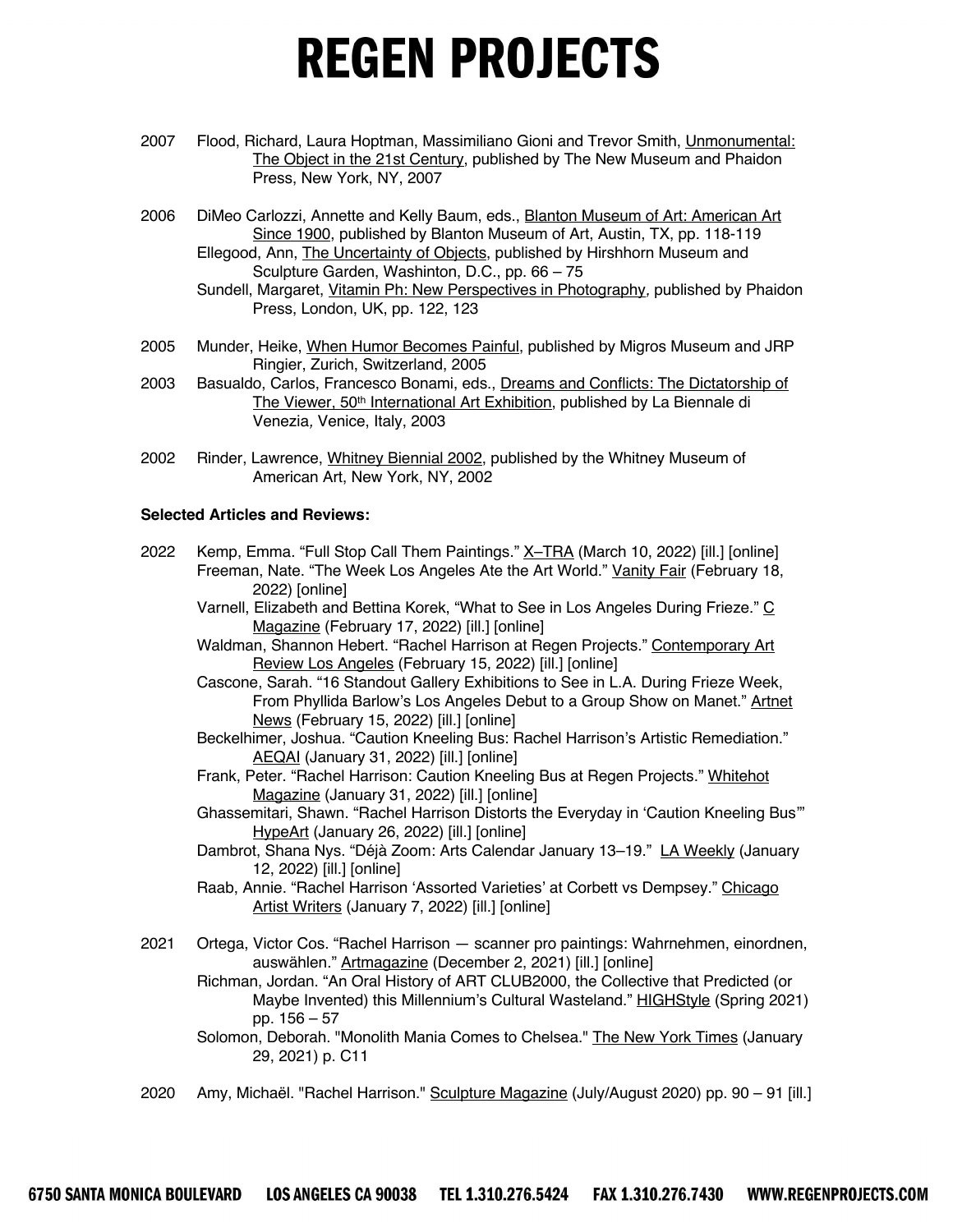2007 Flood, Richard, Laura Hoptman, Massimiliano Gioni and Trevor Smith, Unmonumental: The Object in the 21st Century, published by The New Museum and Phaidon Press, New York, NY, 2007

2006 DiMeo Carlozzi, Annette and Kelly Baum, eds., Blanton Museum of Art: American Art Since 1900, published by Blanton Museum of Art, Austin, TX, pp. 118-119
Ellegood, Ann, The Uncertainty of Objects, published by Hirshhorn Museum and Sculpture Garden, Washinton, D.C., pp. 66 – 75
Sundell, Margaret, Vitamin Ph: New Perspectives in Photography, published by Phaidon Press, London, UK, pp. 122, 123

2005 Munder, Heike, When Humor Becomes Painful, published by Migros Museum and JRP Ringier, Zurich, Switzerland, 2005

2003 Basualdo, Carlos, Francesco Bonami, eds., Dreams and Conflicts: The Dictatorship of The Viewer, 50th International Art Exhibition, published by La Biennale di Venezia, Venice, Italy, 2003

2002 Rinder, Lawrence, Whitney Biennial 2002, published by the Whitney Museum of American Art, New York, NY, 2002

**Selected Articles and Reviews:**

2022 Kemp, Emma. "Full Stop Call Them Paintings." X–TRA (March 10, 2022) [ill.] [online]
Freeman, Nate. "The Week Los Angeles Ate the Art World." Vanity Fair (February 18, 2022) [online]
Varnell, Elizabeth and Bettina Korek, "What to See in Los Angeles During Frieze." C Magazine (February 17, 2022) [ill.] [online]
Waldman, Shannon Hebert. "Rachel Harrison at Regen Projects." Contemporary Art Review Los Angeles (February 15, 2022) [ill.] [online]
Cascone, Sarah. "16 Standout Gallery Exhibitions to See in L.A. During Frieze Week, From Phyllida Barlow's Los Angeles Debut to a Group Show on Manet." Artnet News (February 15, 2022) [ill.] [online]
Beckelhimer, Joshua. "Caution Kneeling Bus: Rachel Harrison's Artistic Remediation." AEQAI (January 31, 2022) [ill.] [online]
Frank, Peter. "Rachel Harrison: Caution Kneeling Bus at Regen Projects." Whitehot Magazine (January 31, 2022) [ill.] [online]
Ghassemitari, Shawn. "Rachel Harrison Distorts the Everyday in 'Caution Kneeling Bus'" HypeArt (January 26, 2022) [ill.] [online]
Dambrot, Shana Nys. "Déjà Zoom: Arts Calendar January 13–19." LA Weekly (January 12, 2022) [ill.] [online]
Raab, Annie. "Rachel Harrison 'Assorted Varieties' at Corbett vs Dempsey." Chicago Artist Writers (January 7, 2022) [ill.] [online]

2021 Ortega, Victor Cos. "Rachel Harrison — scanner pro paintings: Wahrnehmen, einordnen, auswählen." Artmagazine (December 2, 2021) [ill.] [online]
Richman, Jordan. "An Oral History of ART CLUB2000, the Collective that Predicted (or Maybe Invented) this Millennium's Cultural Wasteland." HIGHStyle (Spring 2021) pp. 156 – 57
Solomon, Deborah. "Monolith Mania Comes to Chelsea." The New York Times (January 29, 2021) p. C11

2020 Amy, Michaël. "Rachel Harrison." Sculpture Magazine (July/August 2020) pp. 90 – 91 [ill.]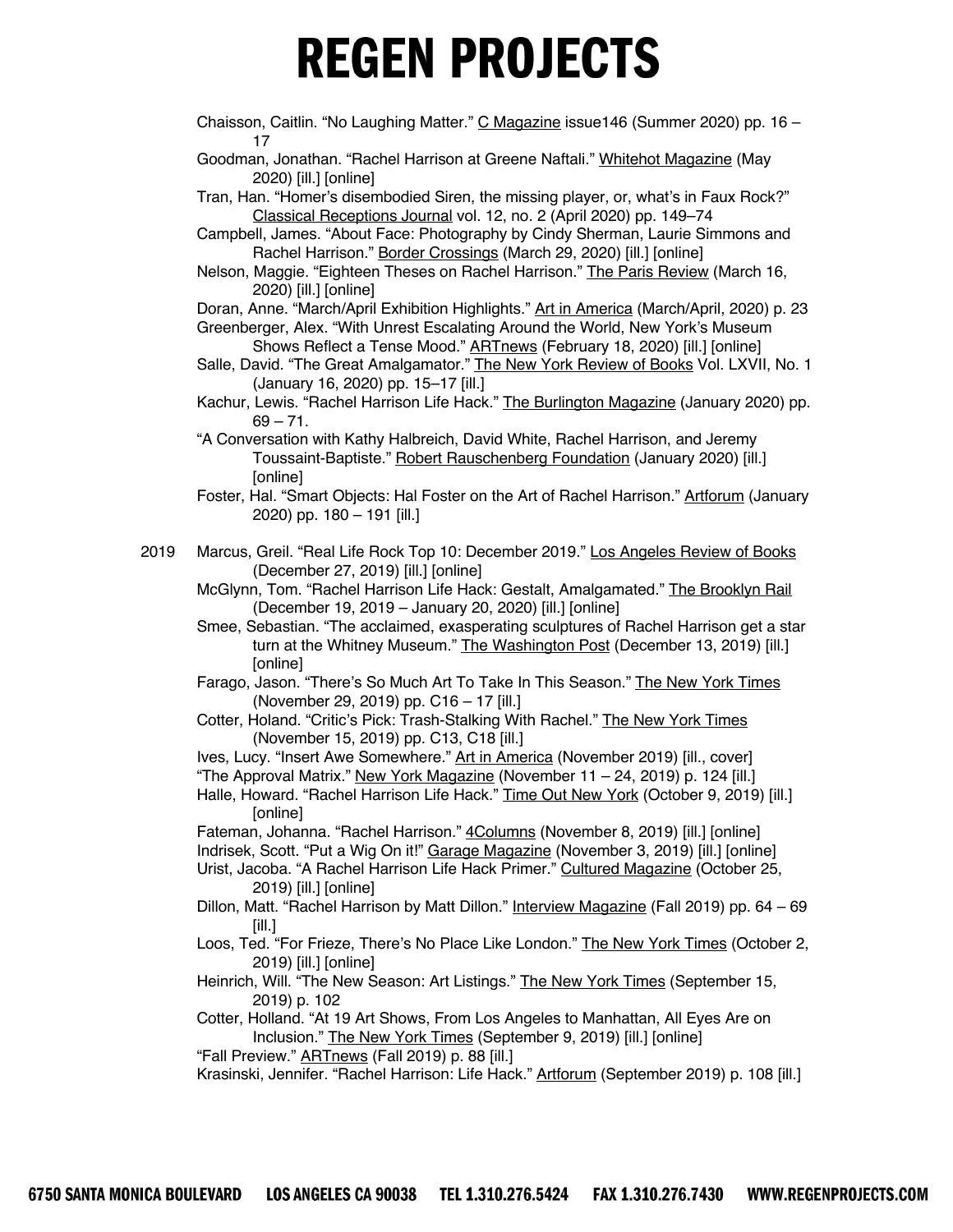Chaisson, Caitlin. “No Laughing Matter.” C Magazine issue146 (Summer 2020) pp. 16 – 17

Goodman, Jonathan. “Rachel Harrison at Greene Naftali.” Whitehot Magazine (May 2020) [ill.] [online]

Tran, Han. “Homer’s disembodied Siren, the missing player, or, what’s in Faux Rock?” Classical Receptions Journal vol. 12, no. 2 (April 2020) pp. 149–74

Campbell, James. “About Face: Photography by Cindy Sherman, Laurie Simmons and Rachel Harrison.” Border Crossings (March 29, 2020) [ill.] [online]

Nelson, Maggie. “Eighteen Theses on Rachel Harrison.” The Paris Review (March 16, 2020) [ill.] [online]

Doran, Anne. “March/April Exhibition Highlights.” Art in America (March/April, 2020) p. 23

Greenberger, Alex. “With Unrest Escalating Around the World, New York’s Museum Shows Reflect a Tense Mood.” ARTnews (February 18, 2020) [ill.] [online]

Salle, David. “The Great Amalgamator.” The New York Review of Books Vol. LXVII, No. 1 (January 16, 2020) pp. 15–17 [ill.]

Kachur, Lewis. “Rachel Harrison Life Hack.” The Burlington Magazine (January 2020) pp. 69 – 71.

“A Conversation with Kathy Halbreich, David White, Rachel Harrison, and Jeremy Toussaint-Baptiste.” Robert Rauschenberg Foundation (January 2020) [ill.] [online]

Foster, Hal. “Smart Objects: Hal Foster on the Art of Rachel Harrison.” Artforum (January 2020) pp. 180 – 191 [ill.]

2019 Marcus, Greil. “Real Life Rock Top 10: December 2019.” Los Angeles Review of Books (December 27, 2019) [ill.] [online]

McGlynn, Tom. “Rachel Harrison Life Hack: Gestalt, Amalgamated.” The Brooklyn Rail (December 19, 2019 – January 20, 2020) [ill.] [online]

Smee, Sebastian. “The acclaimed, exasperating sculptures of Rachel Harrison get a star turn at the Whitney Museum.” The Washington Post (December 13, 2019) [ill.] [online]

Farago, Jason. “There’s So Much Art To Take In This Season.” The New York Times (November 29, 2019) pp. C16 – 17 [ill.]

Cotter, Holand. “Critic’s Pick: Trash-Stalking With Rachel.” The New York Times (November 15, 2019) pp. C13, C18 [ill.]

Ives, Lucy. “Insert Awe Somewhere.” Art in America (November 2019) [ill., cover]

“The Approval Matrix.” New York Magazine (November 11 – 24, 2019) p. 124 [ill.]

Halle, Howard. “Rachel Harrison Life Hack.” Time Out New York (October 9, 2019) [ill.] [online]

Fateman, Johanna. “Rachel Harrison.” 4Columns (November 8, 2019) [ill.] [online]

Indrisek, Scott. “Put a Wig On it!” Garage Magazine (November 3, 2019) [ill.] [online]

Urist, Jacoba. “A Rachel Harrison Life Hack Primer.” Cultured Magazine (October 25, 2019) [ill.] [online]

Dillon, Matt. “Rachel Harrison by Matt Dillon.” Interview Magazine (Fall 2019) pp. 64 – 69 [ill.]

Loos, Ted. “For Frieze, There’s No Place Like London.” The New York Times (October 2, 2019) [ill.] [online]

Heinrich, Will. “The New Season: Art Listings.” The New York Times (September 15, 2019) p. 102

Cotter, Holland. “At 19 Art Shows, From Los Angeles to Manhattan, All Eyes Are on Inclusion.” The New York Times (September 9, 2019) [ill.] [online]

“Fall Preview.” ARTnews (Fall 2019) p. 88 [ill.]

Krasinski, Jennifer. “Rachel Harrison: Life Hack.” Artforum (September 2019) p. 108 [ill.]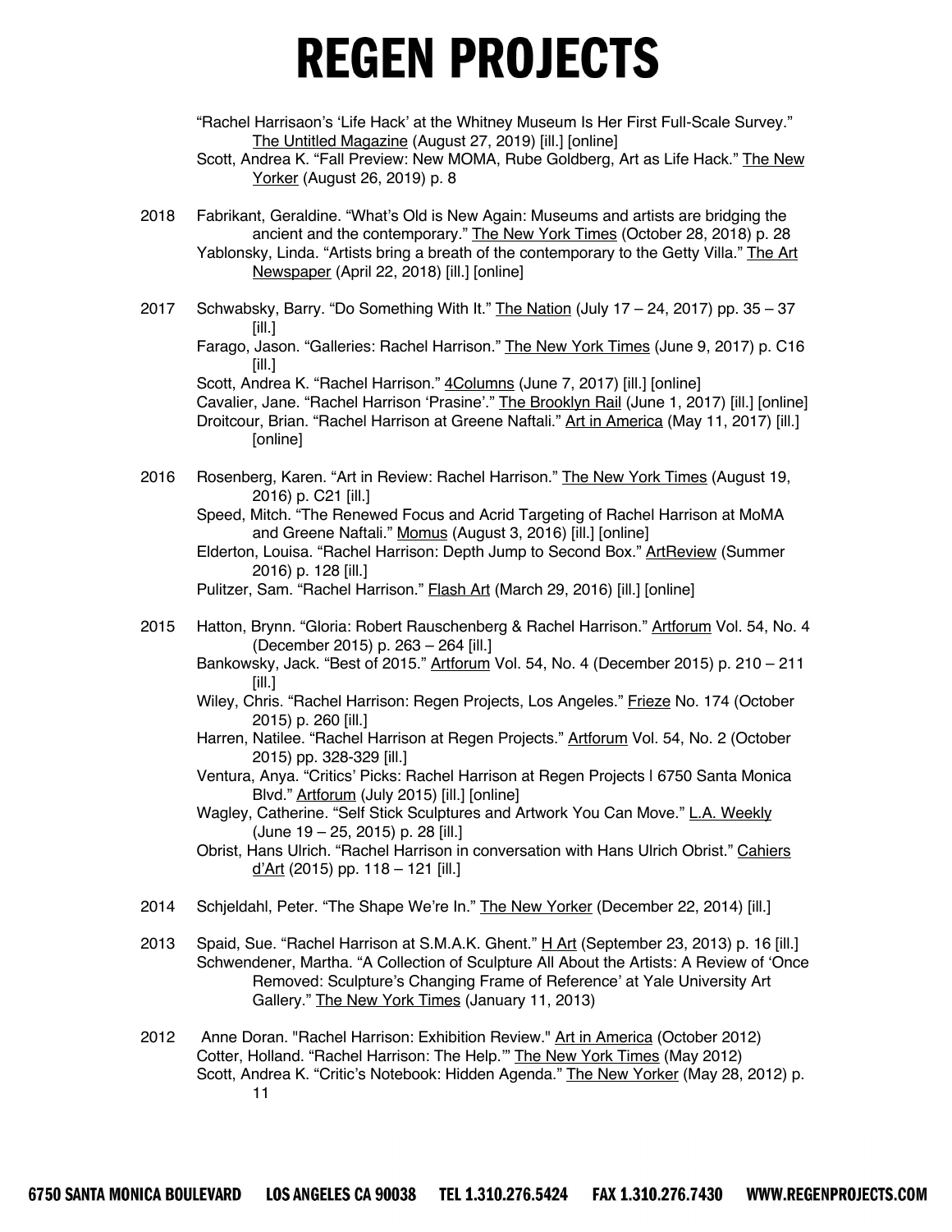"Rachel Harrisaon's 'Life Hack' at the Whitney Museum Is Her First Full-Scale Survey." The Untitled Magazine (August 27, 2019) [ill.] [online]

Scott, Andrea K. "Fall Preview: New MOMA, Rube Goldberg, Art as Life Hack." The New Yorker (August 26, 2019) p. 8

2018 Fabrikant, Geraldine. "What's Old is New Again: Museums and artists are bridging the ancient and the contemporary." The New York Times (October 28, 2018) p. 28

Yablonsky, Linda. "Artists bring a breath of the contemporary to the Getty Villa." The Art Newspaper (April 22, 2018) [ill.] [online]

2017 Schwabsky, Barry. "Do Something With It." The Nation (July 17 – 24, 2017) pp. 35 – 37 [ill.]

Farago, Jason. "Galleries: Rachel Harrison." The New York Times (June 9, 2017) p. C16 [ill.]

Scott, Andrea K. "Rachel Harrison." 4Columns (June 7, 2017) [ill.] [online]

Cavalier, Jane. "Rachel Harrison 'Prasine'." The Brooklyn Rail (June 1, 2017) [ill.] [online]

Droitcour, Brian. "Rachel Harrison at Greene Naftali." Art in America (May 11, 2017) [ill.] [online]

2016 Rosenberg, Karen. "Art in Review: Rachel Harrison." The New York Times (August 19, 2016) p. C21 [ill.]

Speed, Mitch. "The Renewed Focus and Acrid Targeting of Rachel Harrison at MoMA and Greene Naftali." Momus (August 3, 2016) [ill.] [online]

Elderton, Louisa. "Rachel Harrison: Depth Jump to Second Box." ArtReview (Summer 2016) p. 128 [ill.]

Pulitzer, Sam. "Rachel Harrison." Flash Art (March 29, 2016) [ill.] [online]

2015 Hatton, Brynn. "Gloria: Robert Rauschenberg & Rachel Harrison." Artforum Vol. 54, No. 4 (December 2015) p. 263 – 264 [ill.]

Bankowsky, Jack. "Best of 2015." Artforum Vol. 54, No. 4 (December 2015) p. 210 – 211 [ill.]

Wiley, Chris. "Rachel Harrison: Regen Projects, Los Angeles." Frieze No. 174 (October 2015) p. 260 [ill.]

Harren, Natilee. "Rachel Harrison at Regen Projects." Artforum Vol. 54, No. 2 (October 2015) pp. 328-329 [ill.]

Ventura, Anya. "Critics' Picks: Rachel Harrison at Regen Projects | 6750 Santa Monica Blvd." Artforum (July 2015) [ill.] [online]

Wagley, Catherine. "Self Stick Sculptures and Artwork You Can Move." L.A. Weekly (June 19 – 25, 2015) p. 28 [ill.]

Obrist, Hans Ulrich. "Rachel Harrison in conversation with Hans Ulrich Obrist." Cahiers d'Art (2015) pp. 118 – 121 [ill.]

2014 Schjeldahl, Peter. "The Shape We're In." The New Yorker (December 22, 2014) [ill.]

2013 Spaid, Sue. "Rachel Harrison at S.M.A.K. Ghent." H Art (September 23, 2013) p. 16 [ill.]

Schwendener, Martha. "A Collection of Sculpture All About the Artists: A Review of 'Once Removed: Sculpture's Changing Frame of Reference' at Yale University Art Gallery." The New York Times (January 11, 2013)

2012 Anne Doran. "Rachel Harrison: Exhibition Review." Art in America (October 2012)

Cotter, Holland. "Rachel Harrison: The Help.'" The New York Times (May 2012)

Scott, Andrea K. "Critic's Notebook: Hidden Agenda." The New Yorker (May 28, 2012) p. 11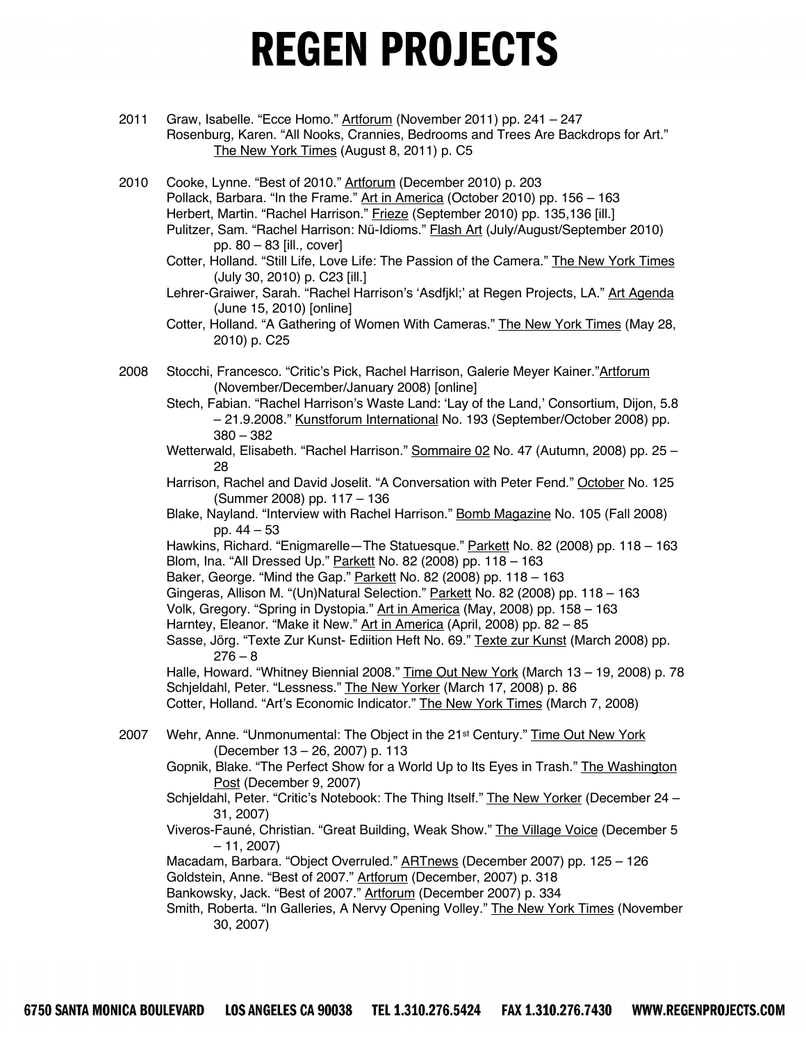# REGEN PROJECTS

2011 Graw, Isabelle. "Ecce Homo." Artforum (November 2011) pp. 241 – 247
Rosenburg, Karen. "All Nooks, Crannies, Bedrooms and Trees Are Backdrops for Art." The New York Times (August 8, 2011) p. C5

2010 Cooke, Lynne. "Best of 2010." Artforum (December 2010) p. 203
Pollack, Barbara. "In the Frame." Art in America (October 2010) pp. 156 – 163
Herbert, Martin. "Rachel Harrison." Frieze (September 2010) pp. 135,136 [ill.]
Pulitzer, Sam. "Rachel Harrison: Nü-Idioms." Flash Art (July/August/September 2010) pp. 80 – 83 [ill., cover]
Cotter, Holland. "Still Life, Love Life: The Passion of the Camera." The New York Times (July 30, 2010) p. C23 [ill.]
Lehrer-Graiwer, Sarah. "Rachel Harrison's 'Asdfjkl;' at Regen Projects, LA." Art Agenda (June 15, 2010) [online]
Cotter, Holland. "A Gathering of Women With Cameras." The New York Times (May 28, 2010) p. C25

2008 Stocchi, Francesco. "Critic's Pick, Rachel Harrison, Galerie Meyer Kainer."Artforum (November/December/January 2008) [online]
Stech, Fabian. "Rachel Harrison's Waste Land: 'Lay of the Land,' Consortium, Dijon, 5.8 – 21.9.2008." Kunstforum International No. 193 (September/October 2008) pp. 380 – 382
Wetterwald, Elisabeth. "Rachel Harrison." Sommaire 02 No. 47 (Autumn, 2008) pp. 25 – 28
Harrison, Rachel and David Joselit. "A Conversation with Peter Fend." October No. 125 (Summer 2008) pp. 117 – 136
Blake, Nayland. "Interview with Rachel Harrison." Bomb Magazine No. 105 (Fall 2008) pp. 44 – 53
Hawkins, Richard. "Enigmarelle—The Statuesque." Parkett No. 82 (2008) pp. 118 – 163
Blom, Ina. "All Dressed Up." Parkett No. 82 (2008) pp. 118 – 163
Baker, George. "Mind the Gap." Parkett No. 82 (2008) pp. 118 – 163
Gingeras, Allison M. "(Un)Natural Selection." Parkett No. 82 (2008) pp. 118 – 163
Volk, Gregory. "Spring in Dystopia." Art in America (May, 2008) pp. 158 – 163
Harntey, Eleanor. "Make it New." Art in America (April, 2008) pp. 82 – 85
Sasse, Jörg. "Texte Zur Kunst- Ediition Heft No. 69." Texte zur Kunst (March 2008) pp. 276 – 8
Halle, Howard. "Whitney Biennial 2008." Time Out New York (March 13 – 19, 2008) p. 78
Schjeldahl, Peter. "Lessness." The New Yorker (March 17, 2008) p. 86
Cotter, Holland. "Art's Economic Indicator." The New York Times (March 7, 2008)

2007 Wehr, Anne. "Unmonumental: The Object in the 21st Century." Time Out New York (December 13 – 26, 2007) p. 113
Gopnik, Blake. "The Perfect Show for a World Up to Its Eyes in Trash." The Washington Post (December 9, 2007)
Schjeldahl, Peter. "Critic's Notebook: The Thing Itself." The New Yorker (December 24 – 31, 2007)
Viveros-Fauné, Christian. "Great Building, Weak Show." The Village Voice (December 5 – 11, 2007)
Macadam, Barbara. "Object Overruled." ARTnews (December 2007) pp. 125 – 126
Goldstein, Anne. "Best of 2007." Artforum (December, 2007) p. 318
Bankowsky, Jack. "Best of 2007." Artforum (December 2007) p. 334
Smith, Roberta. "In Galleries, A Nervy Opening Volley." The New York Times (November 30, 2007)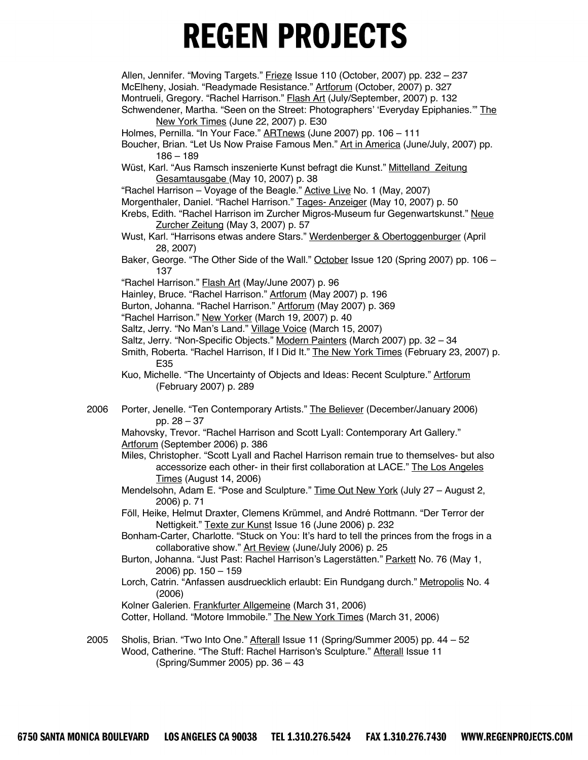Allen, Jennifer. "Moving Targets." Frieze Issue 110 (October, 2007) pp. 232 – 237
McElheny, Josiah. "Readymade Resistance." Artforum (October, 2007) p. 327
Montrueli, Gregory. "Rachel Harrison." Flash Art (July/September, 2007) p. 132
Schwendener, Martha. "Seen on the Street: Photographers' 'Everyday Epiphanies.'" The New York Times (June 22, 2007) p. E30
Holmes, Pernilla. "In Your Face." ARTnews (June 2007) pp. 106 – 111
Boucher, Brian. "Let Us Now Praise Famous Men." Art in America (June/July, 2007) pp. 186 – 189
Wüst, Karl. "Aus Ramsch inszenierte Kunst befragt die Kunst." Mittelland Zeitung Gesamtausgabe (May 10, 2007) p. 38
"Rachel Harrison – Voyage of the Beagle." Active Live No. 1 (May, 2007)
Morgenthaler, Daniel. "Rachel Harrison." Tages- Anzeiger (May 10, 2007) p. 50
Krebs, Edith. "Rachel Harrison im Zurcher Migros-Museum fur Gegenwartskunst." Neue Zurcher Zeitung (May 3, 2007) p. 57
Wust, Karl. "Harrisons etwas andere Stars." Werdenberger & Obertoggenburger (April 28, 2007)
Baker, George. "The Other Side of the Wall." October Issue 120 (Spring 2007) pp. 106 – 137
"Rachel Harrison." Flash Art (May/June 2007) p. 96
Hainley, Bruce. "Rachel Harrison." Artforum (May 2007) p. 196
Burton, Johanna. "Rachel Harrison." Artforum (May 2007) p. 369
"Rachel Harrison." New Yorker (March 19, 2007) p. 40
Saltz, Jerry. "No Man's Land." Village Voice (March 15, 2007)
Saltz, Jerry. "Non-Specific Objects." Modern Painters (March 2007) pp. 32 – 34
Smith, Roberta. "Rachel Harrison, If I Did It." The New York Times (February 23, 2007) p. E35
Kuo, Michelle. "The Uncertainty of Objects and Ideas: Recent Sculpture." Artforum (February 2007) p. 289

2006 Porter, Jenelle. "Ten Contemporary Artists." The Believer (December/January 2006) pp. 28 – 37
Mahovsky, Trevor. "Rachel Harrison and Scott Lyall: Contemporary Art Gallery." Artforum (September 2006) p. 386
Miles, Christopher. "Scott Lyall and Rachel Harrison remain true to themselves- but also accessorize each other- in their first collaboration at LACE." The Los Angeles Times (August 14, 2006)
Mendelsohn, Adam E. "Pose and Sculpture." Time Out New York (July 27 – August 2, 2006) p. 71
Föll, Heike, Helmut Draxter, Clemens Krümmel, and André Rottmann. "Der Terror der Nettigkeit." Texte zur Kunst Issue 16 (June 2006) p. 232
Bonham-Carter, Charlotte. "Stuck on You: It's hard to tell the princes from the frogs in a collaborative show." Art Review (June/July 2006) p. 25
Burton, Johanna. "Just Past: Rachel Harrison's Lagerstätten." Parkett No. 76 (May 1, 2006) pp. 150 – 159
Lorch, Catrin. "Anfassen ausdruecklich erlaubt: Ein Rundgang durch." Metropolis No. 4 (2006)
Kolner Galerien. Frankfurter Allgemeine (March 31, 2006)
Cotter, Holland. "Motore Immobile." The New York Times (March 31, 2006)

2005 Sholis, Brian. "Two Into One." Afterall Issue 11 (Spring/Summer 2005) pp. 44 – 52
Wood, Catherine. "The Stuff: Rachel Harrison's Sculpture." Afterall Issue 11 (Spring/Summer 2005) pp. 36 – 43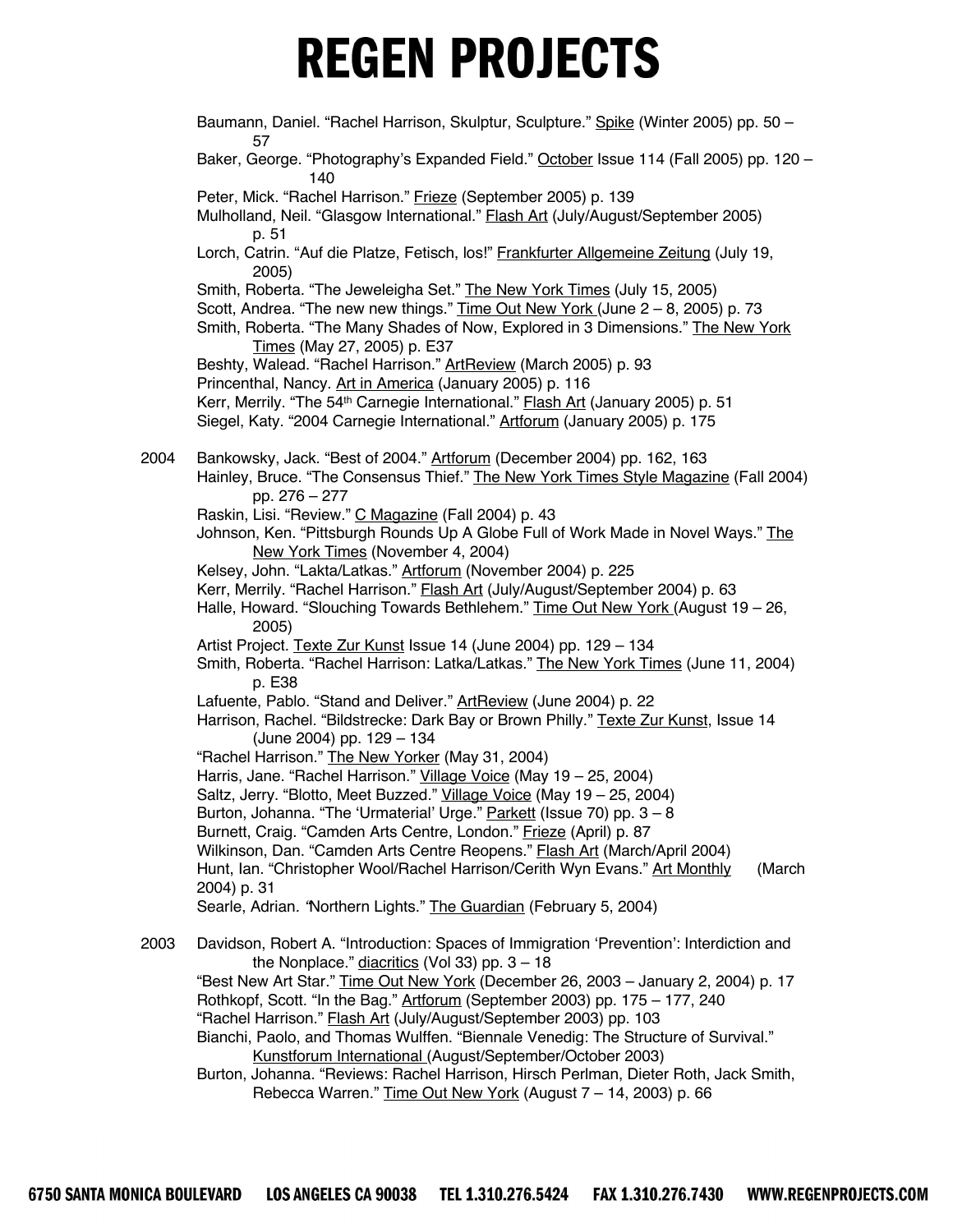Baumann, Daniel. "Rachel Harrison, Skulptur, Sculpture." Spike (Winter 2005) pp. 50 – 57

Baker, George. "Photography's Expanded Field." October Issue 114 (Fall 2005) pp. 120 – 140

Peter, Mick. "Rachel Harrison." Frieze (September 2005) p. 139

Mulholland, Neil. "Glasgow International." Flash Art (July/August/September 2005) p. 51

Lorch, Catrin. "Auf die Platze, Fetisch, los!" Frankfurter Allgemeine Zeitung (July 19, 2005)

Smith, Roberta. "The Jeweleigha Set." The New York Times (July 15, 2005)

Scott, Andrea. "The new new things." Time Out New York (June 2 – 8, 2005) p. 73

Smith, Roberta. "The Many Shades of Now, Explored in 3 Dimensions." The New York Times (May 27, 2005) p. E37

Beshty, Walead. "Rachel Harrison." ArtReview (March 2005) p. 93

Princenthal, Nancy. Art in America (January 2005) p. 116

Kerr, Merrily. "The 54th Carnegie International." Flash Art (January 2005) p. 51

Siegel, Katy. "2004 Carnegie International." Artforum (January 2005) p. 175

2004

Bankowsky, Jack. "Best of 2004." Artforum (December 2004) pp. 162, 163

Hainley, Bruce. "The Consensus Thief." The New York Times Style Magazine (Fall 2004) pp. 276 – 277

Raskin, Lisi. "Review." C Magazine (Fall 2004) p. 43

Johnson, Ken. "Pittsburgh Rounds Up A Globe Full of Work Made in Novel Ways." The New York Times (November 4, 2004)

Kelsey, John. "Lakta/Latkas." Artforum (November 2004) p. 225

Kerr, Merrily. "Rachel Harrison." Flash Art (July/August/September 2004) p. 63

Halle, Howard. "Slouching Towards Bethlehem." Time Out New York (August 19 – 26, 2005)

Artist Project. Texte Zur Kunst Issue 14 (June 2004) pp. 129 – 134

Smith, Roberta. "Rachel Harrison: Latka/Latkas." The New York Times (June 11, 2004) p. E38

Lafuente, Pablo. "Stand and Deliver." ArtReview (June 2004) p. 22

Harrison, Rachel. "Bildstrecke: Dark Bay or Brown Philly." Texte Zur Kunst, Issue 14 (June 2004) pp. 129 – 134

"Rachel Harrison." The New Yorker (May 31, 2004)

Harris, Jane. "Rachel Harrison." Village Voice (May 19 – 25, 2004)

Saltz, Jerry. "Blotto, Meet Buzzed." Village Voice (May 19 – 25, 2004)

Burton, Johanna. "The 'Urmaterial' Urge." Parkett (Issue 70) pp. 3 – 8

Burnett, Craig. "Camden Arts Centre, London." Frieze (April) p. 87

Wilkinson, Dan. "Camden Arts Centre Reopens." Flash Art (March/April 2004)

Hunt, Ian. "Christopher Wool/Rachel Harrison/Cerith Wyn Evans." Art Monthly (March 2004) p. 31

Searle, Adrian. "Northern Lights." The Guardian (February 5, 2004)

2003

Davidson, Robert A. "Introduction: Spaces of Immigration 'Prevention': Interdiction and the Nonplace." diacritics (Vol 33) pp. 3 – 18

"Best New Art Star." Time Out New York (December 26, 2003 – January 2, 2004) p. 17

Rothkopf, Scott. "In the Bag." Artforum (September 2003) pp. 175 – 177, 240

"Rachel Harrison." Flash Art (July/August/September 2003) pp. 103

Bianchi, Paolo, and Thomas Wulffen. "Biennale Venedig: The Structure of Survival." Kunstforum International (August/September/October 2003)

Burton, Johanna. "Reviews: Rachel Harrison, Hirsch Perlman, Dieter Roth, Jack Smith, Rebecca Warren." Time Out New York (August 7 – 14, 2003) p. 66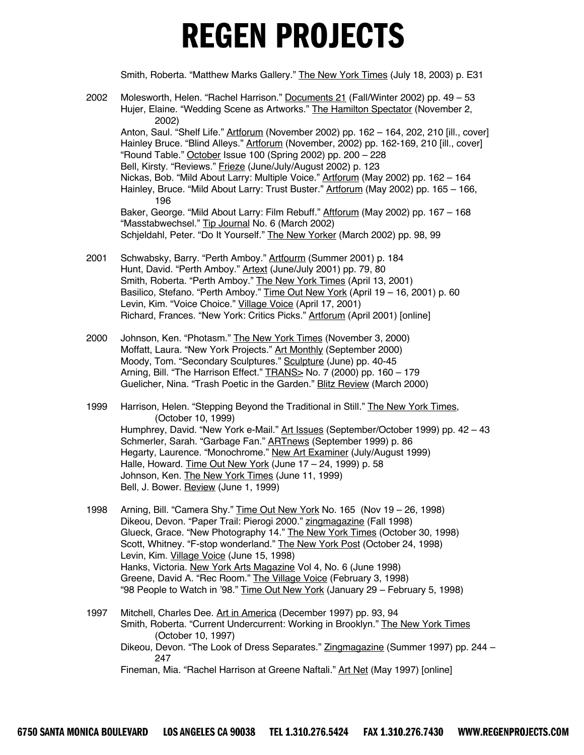Smith, Roberta. "Matthew Marks Gallery." The New York Times (July 18, 2003) p. E31

2002 Molesworth, Helen. "Rachel Harrison." Documents 21 (Fall/Winter 2002) pp. 49 – 53
Hujer, Elaine. "Wedding Scene as Artworks." The Hamilton Spectator (November 2, 2002)
Anton, Saul. "Shelf Life." Artforum (November 2002) pp. 162 – 164, 202, 210 [ill., cover]
Hainley Bruce. "Blind Alleys." Artforum (November, 2002) pp. 162-169, 210 [ill., cover]
"Round Table." October Issue 100 (Spring 2002) pp. 200 – 228
Bell, Kirsty. "Reviews." Frieze (June/July/August 2002) p. 123
Nickas, Bob. "Mild About Larry: Multiple Voice." Artforum (May 2002) pp. 162 – 164
Hainley, Bruce. "Mild About Larry: Trust Buster." Artforum (May 2002) pp. 165 – 166, 196
Baker, George. "Mild About Larry: Film Rebuff." Aftforum (May 2002) pp. 167 – 168
"Masstabwechsel." Tip Journal No. 6 (March 2002)
Schjeldahl, Peter. "Do It Yourself." The New Yorker (March 2002) pp. 98, 99

2001 Schwabsky, Barry. "Perth Amboy." Artfourm (Summer 2001) p. 184
Hunt, David. "Perth Amboy." Artext (June/July 2001) pp. 79, 80
Smith, Roberta. "Perth Amboy." The New York Times (April 13, 2001)
Basilico, Stefano. "Perth Amboy." Time Out New York (April 19 – 16, 2001) p. 60
Levin, Kim. "Voice Choice." Village Voice (April 17, 2001)
Richard, Frances. "New York: Critics Picks." Artforum (April 2001) [online]

2000 Johnson, Ken. "Photasm." The New York Times (November 3, 2000)
Moffatt, Laura. "New York Projects." Art Monthly (September 2000)
Moody, Tom. "Secondary Sculptures." Sculpture (June) pp. 40-45
Arning, Bill. "The Harrison Effect." TRANS> No. 7 (2000) pp. 160 – 179
Guelicher, Nina. "Trash Poetic in the Garden." Blitz Review (March 2000)

1999 Harrison, Helen. "Stepping Beyond the Traditional in Still." The New York Times, (October 10, 1999)
Humphrey, David. "New York e-Mail." Art Issues (September/October 1999) pp. 42 – 43
Schmerler, Sarah. "Garbage Fan." ARTnews (September 1999) p. 86
Hegarty, Laurence. "Monochrome." New Art Examiner (July/August 1999)
Halle, Howard. Time Out New York (June 17 – 24, 1999) p. 58
Johnson, Ken. The New York Times (June 11, 1999)
Bell, J. Bower. Review (June 1, 1999)

1998 Arning, Bill. "Camera Shy." Time Out New York No. 165 (Nov 19 – 26, 1998)
Dikeou, Devon. "Paper Trail: Pierogi 2000." zingmagazine (Fall 1998)
Glueck, Grace. "New Photography 14." The New York Times (October 30, 1998)
Scott, Whitney. "F-stop wonderland." The New York Post (October 24, 1998)
Levin, Kim. Village Voice (June 15, 1998)
Hanks, Victoria. New York Arts Magazine Vol 4, No. 6 (June 1998)
Greene, David A. "Rec Room." The Village Voice (February 3, 1998)
"98 People to Watch in '98." Time Out New York (January 29 – February 5, 1998)

1997 Mitchell, Charles Dee. Art in America (December 1997) pp. 93, 94
Smith, Roberta. "Current Undercurrent: Working in Brooklyn." The New York Times (October 10, 1997)
Dikeou, Devon. "The Look of Dress Separates." Zingmagazine (Summer 1997) pp. 244 – 247
Fineman, Mia. "Rachel Harrison at Greene Naftali." Art Net (May 1997) [online]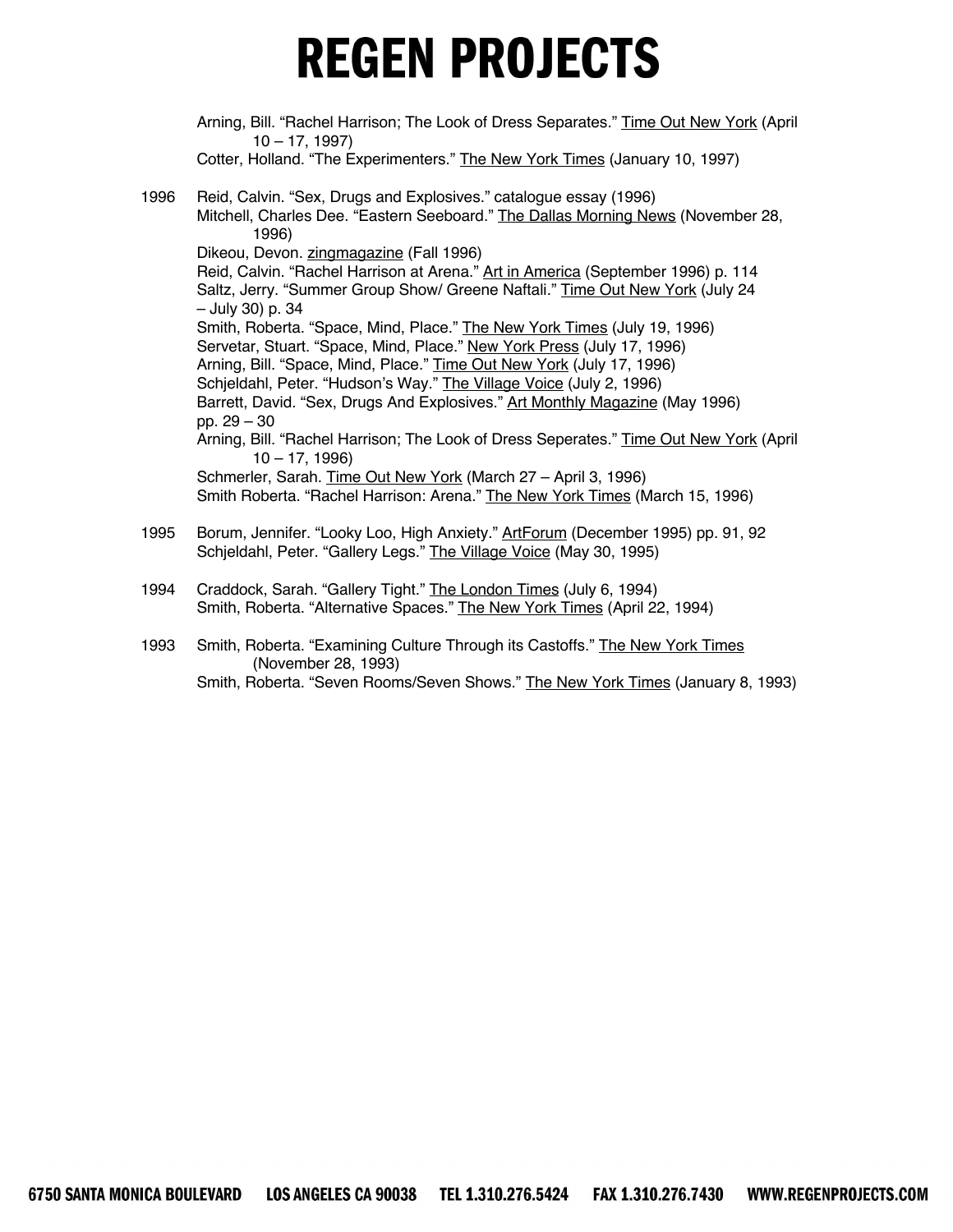Arning, Bill. "Rachel Harrison; The Look of Dress Separates." Time Out New York (April 10 – 17, 1997)

Cotter, Holland. "The Experimenters." The New York Times (January 10, 1997)

1996 Reid, Calvin. "Sex, Drugs and Explosives." catalogue essay (1996)

Mitchell, Charles Dee. "Eastern Seeboard." The Dallas Morning News (November 28, 1996)

Dikeou, Devon. zingmagazine (Fall 1996)

Reid, Calvin. "Rachel Harrison at Arena." Art in America (September 1996) p. 114

Saltz, Jerry. "Summer Group Show/ Greene Naftali." Time Out New York (July 24 – July 30) p. 34

Smith, Roberta. "Space, Mind, Place." The New York Times (July 19, 1996)

Servetar, Stuart. "Space, Mind, Place." New York Press (July 17, 1996)

Arning, Bill. "Space, Mind, Place." Time Out New York (July 17, 1996)

Schjeldahl, Peter. "Hudson's Way." The Village Voice (July 2, 1996)

Barrett, David. "Sex, Drugs And Explosives." Art Monthly Magazine (May 1996) pp. 29 – 30

Arning, Bill. "Rachel Harrison; The Look of Dress Seperates." Time Out New York (April 10 – 17, 1996)

Schmerler, Sarah. Time Out New York (March 27 – April 3, 1996)

Smith Roberta. "Rachel Harrison: Arena." The New York Times (March 15, 1996)

1995 Borum, Jennifer. "Looky Loo, High Anxiety." ArtForum (December 1995) pp. 91, 92

Schjeldahl, Peter. "Gallery Legs." The Village Voice (May 30, 1995)

1994 Craddock, Sarah. "Gallery Tight." The London Times (July 6, 1994)

Smith, Roberta. "Alternative Spaces." The New York Times (April 22, 1994)

1993 Smith, Roberta. "Examining Culture Through its Castoffs." The New York Times (November 28, 1993)

Smith, Roberta. "Seven Rooms/Seven Shows." The New York Times (January 8, 1993)